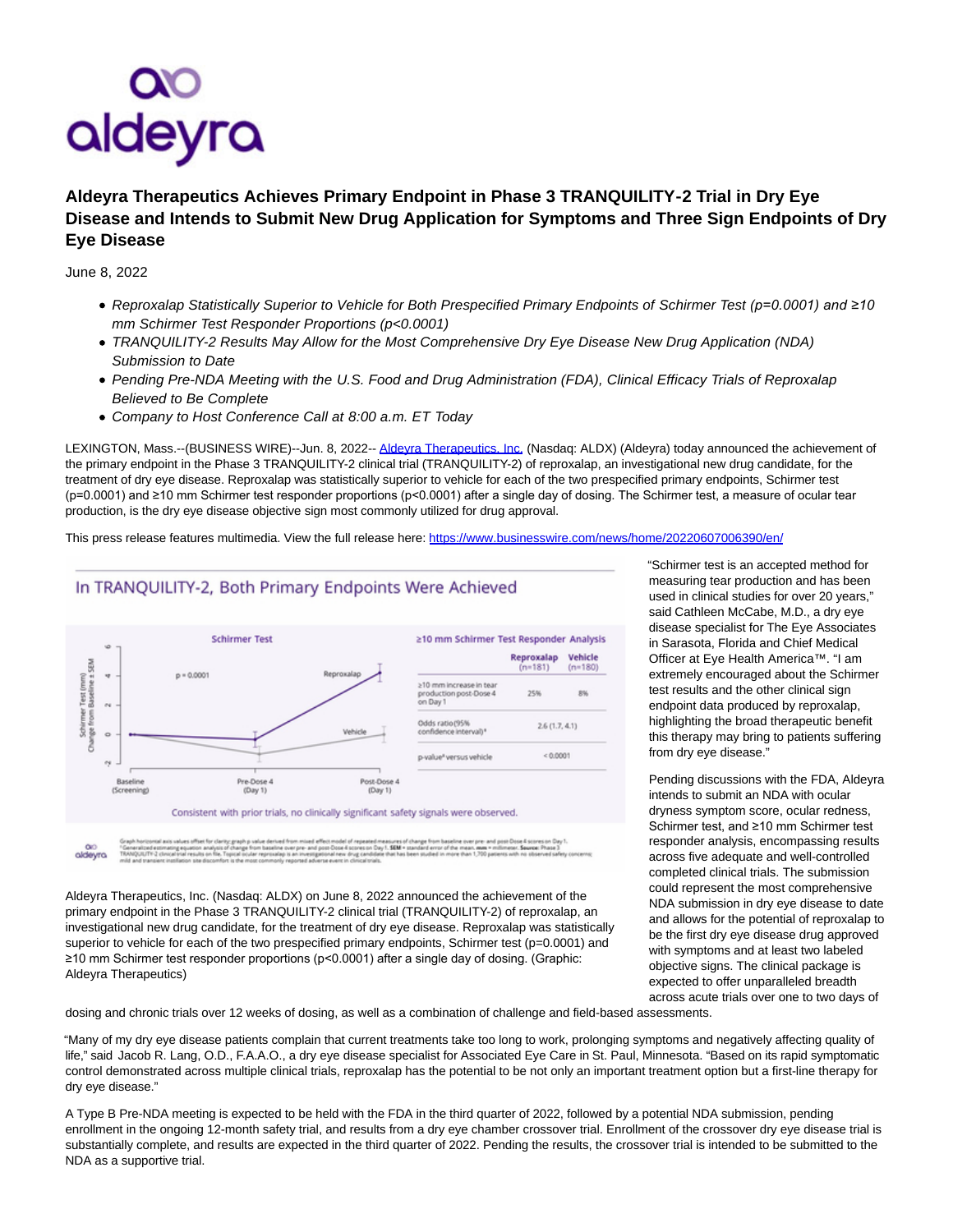aldeyra

# Aldeyra Therapeutics Achieves Primary Endpoint in Phase 3 TRANQUILITY-2 Trial in Dry Eye Disease and Intends to Submit New Drug Application for Symptoms and Three Sign Endpoints of Dry Eye Disease

June 8, 2022

- *Reproxalap Statistically Superior to Vehicle for Both Prespecified Primary Endpoints of Schirmer Test (p=0.0001) and ≥10 mm Schirmer Test Responder Proportions (p<0.0001)*
- *TRANQUILITY-2 Results May Allow for the Most Comprehensive Dry Eye Disease New Drug Application (NDA) Submission to Date*
- *Pending Pre-NDA Meeting with the U.S. Food and Drug Administration (FDA), Clinical Efficacy Trials of Reproxalap Believed to Be Complete*
- *Company to Host Conference Call at 8:00 a.m. ET Today*

LEXINGTON, Mass.--(BUSINESS WIRE)--Jun. 8, 2022-- Aldeyra Therapeutics, Inc. (Nasdaq: ALDX) (Aldeyra) today announced the achievement of the primary endpoint in the Phase 3 TRANQUILITY-2 clinical trial (TRANQUILITY-2) of reproxalap, an investigational new drug candidate, for the treatment of dry eye disease. Reproxalap was statistically superior to vehicle for each of the two prespecified primary endpoints, Schirmer test (p=0.0001) and ≥10 mm Schirmer test responder proportions (p<0.0001) after a single day of dosing. The Schirmer test, a measure of ocular tear production, is the dry eye disease objective sign most commonly utilized for drug approval.

This press release features multimedia. View the full release here: https://www.businesswire.com/news/home/20220607006390/en/

**In TRANQUILITY-2, Both Primary Endpoints Were Achieved**

≥10 mm Schirmer Test Responder Analysis

| | Reproxalap (n=181) | Vehicle (n=180) |
|---|---|---|
| ≥10 mm increase in tear production post-Dose 4 on Day 1 | 25% | 8% |
| Odds ratio (95% confidence interval)* | 2.6 (1.7, 4.1) | |
| p-value* versus vehicle | < 0.0001 | |

Consistent with prior trials, no clinically significant safety signals were observed.

Aldeyra Therapeutics, Inc. (Nasdaq: ALDX) on June 8, 2022 announced the achievement of the primary endpoint in the Phase 3 TRANQUILITY-2 clinical trial (TRANQUILITY-2) of reproxalap, an investigational new drug candidate, for the treatment of dry eye disease. Reproxalap was statistically superior to vehicle for each of the two prespecified primary endpoints, Schirmer test (p=0.0001) and ≥10 mm Schirmer test responder proportions (p<0.0001) after a single day of dosing. (Graphic: Aldeyra Therapeutics)

"Schirmer test is an accepted method for measuring tear production and has been used in clinical studies for over 20 years," said Cathleen McCabe, M.D., a dry eye disease specialist for The Eye Associates in Sarasota, Florida and Chief Medical Officer at Eye Health America™. "I am extremely encouraged about the Schirmer test results and the other clinical sign endpoint data produced by reproxalap, highlighting the broad therapeutic benefit this therapy may bring to patients suffering from dry eye disease."

Pending discussions with the FDA, Aldeyra intends to submit an NDA with ocular dryness symptom score, ocular redness, Schirmer test, and ≥10 mm Schirmer test responder analysis, encompassing results across five adequate and well-controlled completed clinical trials. The submission could represent the most comprehensive NDA submission in dry eye disease to date and allows for the potential of reproxalap to be the first dry eye disease drug approved with symptoms and at least two labeled objective signs. The clinical package is expected to offer unparalleled breadth across acute trials over one to two days of dosing and chronic trials over 12 weeks of dosing, as well as a combination of challenge and field-based assessments.

"Many of my dry eye disease patients complain that current treatments take too long to work, prolonging symptoms and negatively affecting quality of life," said Jacob R. Lang, O.D., F.A.A.O., a dry eye disease specialist for Associated Eye Care in St. Paul, Minnesota. "Based on its rapid symptomatic control demonstrated across multiple clinical trials, reproxalap has the potential to be not only an important treatment option but a first-line therapy for dry eye disease."

A Type B Pre-NDA meeting is expected to be held with the FDA in the third quarter of 2022, followed by a potential NDA submission, pending enrollment in the ongoing 12-month safety trial, and results from a dry eye chamber crossover trial. Enrollment of the crossover dry eye disease trial is substantially complete, and results are expected in the third quarter of 2022. Pending the results, the crossover trial is intended to be submitted to the NDA as a supportive trial.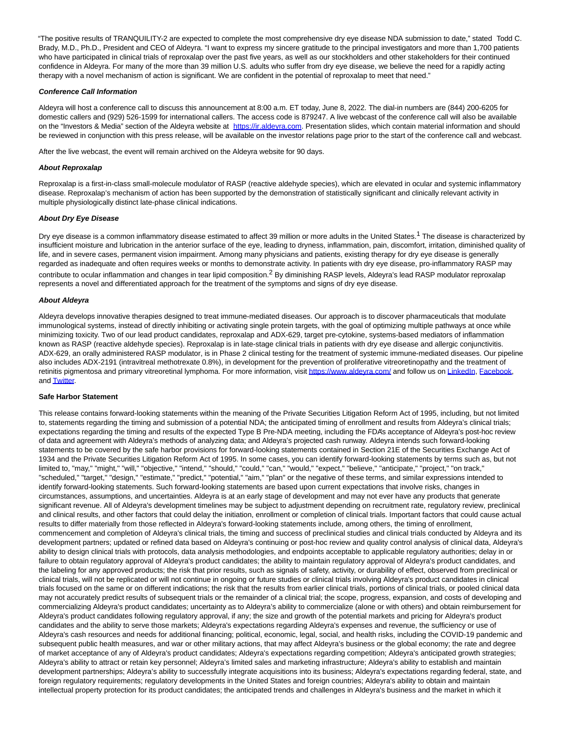"The positive results of TRANQUILITY-2 are expected to complete the most comprehensive dry eye disease NDA submission to date," stated Todd C. Brady, M.D., Ph.D., President and CEO of Aldeyra. "I want to express my sincere gratitude to the principal investigators and more than 1,700 patients who have participated in clinical trials of reproxalap over the past five years, as well as our stockholders and other stakeholders for their continued confidence in Aldeyra. For many of the more than 39 million U.S. adults who suffer from dry eye disease, we believe the need for a rapidly acting therapy with a novel mechanism of action is significant. We are confident in the potential of reproxalap to meet that need."

**Conference Call Information**

Aldeyra will host a conference call to discuss this announcement at 8:00 a.m. ET today, June 8, 2022. The dial-in numbers are (844) 200-6205 for domestic callers and (929) 526-1599 for international callers. The access code is 879247. A live webcast of the conference call will also be available on the "Investors & Media" section of the Aldeyra website at [https://ir.aldeyra.com](https://ir.aldeyra.com). Presentation slides, which contain material information and should be reviewed in conjunction with this press release, will be available on the investor relations page prior to the start of the conference call and webcast.

After the live webcast, the event will remain archived on the Aldeyra website for 90 days.

**About Reproxalap**

Reproxalap is a first-in-class small-molecule modulator of RASP (reactive aldehyde species), which are elevated in ocular and systemic inflammatory disease. Reproxalap's mechanism of action has been supported by the demonstration of statistically significant and clinically relevant activity in multiple physiologically distinct late-phase clinical indications.

**About Dry Eye Disease**

Dry eye disease is a common inflammatory disease estimated to affect 39 million or more adults in the United States.[1] The disease is characterized by insufficient moisture and lubrication in the anterior surface of the eye, leading to dryness, inflammation, pain, discomfort, irritation, diminished quality of life, and in severe cases, permanent vision impairment. Among many physicians and patients, existing therapy for dry eye disease is generally regarded as inadequate and often requires weeks or months to demonstrate activity. In patients with dry eye disease, pro-inflammatory RASP may contribute to ocular inflammation and changes in tear lipid composition.[2] By diminishing RASP levels, Aldeyra's lead RASP modulator reproxalap represents a novel and differentiated approach for the treatment of the symptoms and signs of dry eye disease.

**About Aldeyra**

Aldeyra develops innovative therapies designed to treat immune-mediated diseases. Our approach is to discover pharmaceuticals that modulate immunological systems, instead of directly inhibiting or activating single protein targets, with the goal of optimizing multiple pathways at once while minimizing toxicity. Two of our lead product candidates, reproxalap and ADX-629, target pre-cytokine, systems-based mediators of inflammation known as RASP (reactive aldehyde species). Reproxalap is in late-stage clinical trials in patients with dry eye disease and allergic conjunctivitis. ADX-629, an orally administered RASP modulator, is in Phase 2 clinical testing for the treatment of systemic immune-mediated diseases. Our pipeline also includes ADX-2191 (intravitreal methotrexate 0.8%), in development for the prevention of proliferative vitreoretinopathy and the treatment of retinitis pigmentosa and primary vitreoretinal lymphoma. For more information, visit [https://www.aldeyra.com/](https://www.aldeyra.com/) and follow us on LinkedIn, Facebook, and Twitter.

**Safe Harbor Statement**

This release contains forward-looking statements within the meaning of the Private Securities Litigation Reform Act of 1995, including, but not limited to, statements regarding the timing and submission of a potential NDA; the anticipated timing of enrollment and results from Aldeyra's clinical trials; expectations regarding the timing and results of the expected Type B Pre-NDA meeting, including the FDA's acceptance of Aldeyra's post-hoc review of data and agreement with Aldeyra's methods of analyzing data; and Aldeyra's projected cash runway. Aldeyra intends such forward-looking statements to be covered by the safe harbor provisions for forward-looking statements contained in Section 21E of the Securities Exchange Act of 1934 and the Private Securities Litigation Reform Act of 1995. In some cases, you can identify forward-looking statements by terms such as, but not limited to, "may," "might," "will," "objective," "intend," "should," "could," "can," "would," "expect," "believe," "anticipate," "project," "on track," "scheduled," "target," "design," "estimate," "predict," "potential," "aim," "plan" or the negative of these terms, and similar expressions intended to identify forward-looking statements. Such forward-looking statements are based upon current expectations that involve risks, changes in circumstances, assumptions, and uncertainties. Aldeyra is at an early stage of development and may not ever have any products that generate significant revenue. All of Aldeyra's development timelines may be subject to adjustment depending on recruitment rate, regulatory review, preclinical and clinical results, and other factors that could delay the initiation, enrollment or completion of clinical trials. Important factors that could cause actual results to differ materially from those reflected in Aldeyra's forward-looking statements include, among others, the timing of enrollment, commencement and completion of Aldeyra's clinical trials, the timing and success of preclinical studies and clinical trials conducted by Aldeyra and its development partners; updated or refined data based on Aldeyra's continuing or post-hoc review and quality control analysis of clinical data, Aldeyra's ability to design clinical trials with protocols, data analysis methodologies, and endpoints acceptable to applicable regulatory authorities; delay in or failure to obtain regulatory approval of Aldeyra's product candidates; the ability to maintain regulatory approval of Aldeyra's product candidates, and the labeling for any approved products; the risk that prior results, such as signals of safety, activity, or durability of effect, observed from preclinical or clinical trials, will not be replicated or will not continue in ongoing or future studies or clinical trials involving Aldeyra's product candidates in clinical trials focused on the same or on different indications; the risk that the results from earlier clinical trials, portions of clinical trials, or pooled clinical data may not accurately predict results of subsequent trials or the remainder of a clinical trial; the scope, progress, expansion, and costs of developing and commercializing Aldeyra's product candidates; uncertainty as to Aldeyra's ability to commercialize (alone or with others) and obtain reimbursement for Aldeyra's product candidates following regulatory approval, if any; the size and growth of the potential markets and pricing for Aldeyra's product candidates and the ability to serve those markets; Aldeyra's expectations regarding Aldeyra's expenses and revenue, the sufficiency or use of Aldeyra's cash resources and needs for additional financing; political, economic, legal, social, and health risks, including the COVID-19 pandemic and subsequent public health measures, and war or other military actions, that may affect Aldeyra's business or the global economy; the rate and degree of market acceptance of any of Aldeyra's product candidates; Aldeyra's expectations regarding competition; Aldeyra's anticipated growth strategies; Aldeyra's ability to attract or retain key personnel; Aldeyra's limited sales and marketing infrastructure; Aldeyra's ability to establish and maintain development partnerships; Aldeyra's ability to successfully integrate acquisitions into its business; Aldeyra's expectations regarding federal, state, and foreign regulatory requirements; regulatory developments in the United States and foreign countries; Aldeyra's ability to obtain and maintain intellectual property protection for its product candidates; the anticipated trends and challenges in Aldeyra's business and the market in which it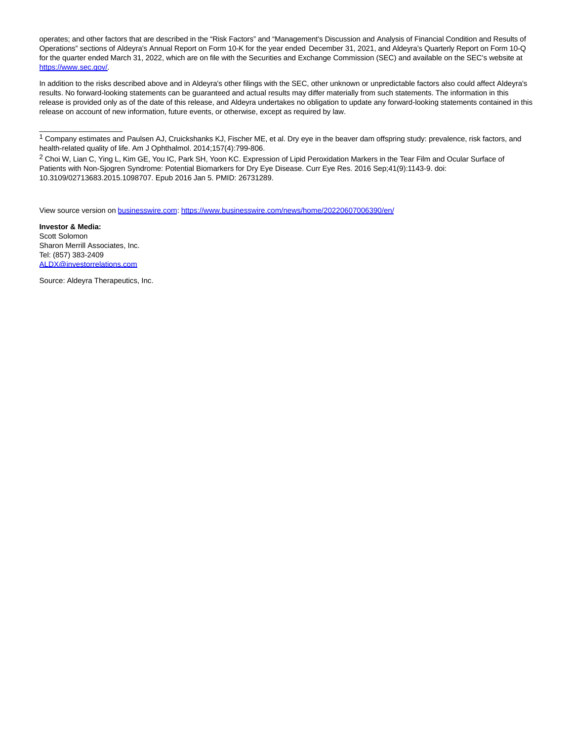operates; and other factors that are described in the “Risk Factors” and “Management's Discussion and Analysis of Financial Condition and Results of Operations” sections of Aldeyra's Annual Report on Form 10-K for the year ended December 31, 2021, and Aldeyra’s Quarterly Report on Form 10-Q for the quarter ended March 31, 2022, which are on file with the Securities and Exchange Commission (SEC) and available on the SEC's website at https://www.sec.gov/.

In addition to the risks described above and in Aldeyra's other filings with the SEC, other unknown or unpredictable factors also could affect Aldeyra's results. No forward-looking statements can be guaranteed and actual results may differ materially from such statements. The information in this release is provided only as of the date of this release, and Aldeyra undertakes no obligation to update any forward-looking statements contained in this release on account of new information, future events, or otherwise, except as required by law.

---

[1] Company estimates and Paulsen AJ, Cruickshanks KJ, Fischer ME, et al. Dry eye in the beaver dam offspring study: prevalence, risk factors, and health-related quality of life. Am J Ophthalmol. 2014;157(4):799-806.

[2] Choi W, Lian C, Ying L, Kim GE, You IC, Park SH, Yoon KC. Expression of Lipid Peroxidation Markers in the Tear Film and Ocular Surface of Patients with Non-Sjogren Syndrome: Potential Biomarkers for Dry Eye Disease. Curr Eye Res. 2016 Sep;41(9):1143-9. doi: 10.3109/02713683.2015.1098707. Epub 2016 Jan 5. PMID: 26731289.

View source version on businesswire.com: https://www.businesswire.com/news/home/20220607006390/en/

**Investor & Media:**
Scott Solomon
Sharon Merrill Associates, Inc.
Tel: (857) 383-2409
ALDX@investorrelations.com

Source: Aldeyra Therapeutics, Inc.